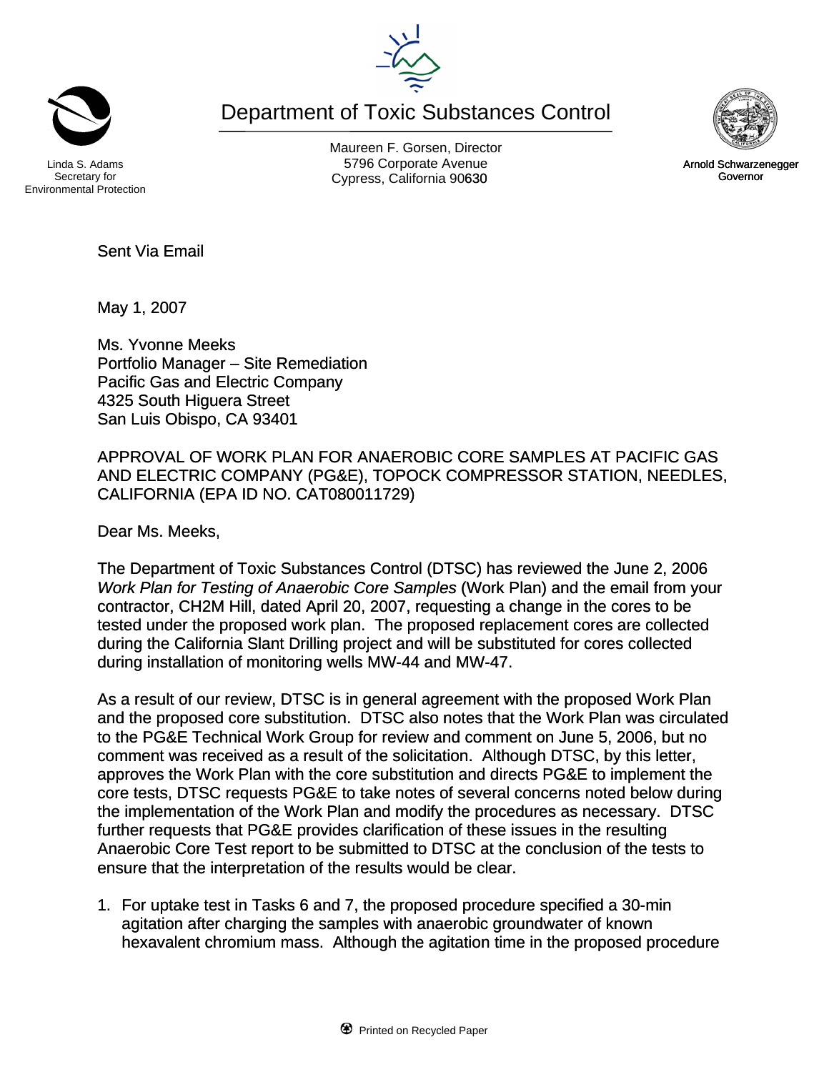Linda S. Adams
Secretary for
Environmental Protection

# Department of Toxic Substances Control

Maureen F. Gorsen, Director
5796 Corporate Avenue
Cypress, California 90630

Arnold Schwarzenegger
Governor

Sent Via Email

May 1, 2007

Ms. Yvonne Meeks
Portfolio Manager – Site Remediation
Pacific Gas and Electric Company
4325 South Higuera Street
San Luis Obispo, CA 93401

APPROVAL OF WORK PLAN FOR ANAEROBIC CORE SAMPLES AT PACIFIC GAS AND ELECTRIC COMPANY (PG&E), TOPOCK COMPRESSOR STATION, NEEDLES, CALIFORNIA (EPA ID NO. CAT080011729)

Dear Ms. Meeks,

The Department of Toxic Substances Control (DTSC) has reviewed the June 2, 2006 *Work Plan for Testing of Anaerobic Core Samples* (Work Plan) and the email from your contractor, CH2M Hill, dated April 20, 2007, requesting a change in the cores to be tested under the proposed work plan. The proposed replacement cores are collected during the California Slant Drilling project and will be substituted for cores collected during installation of monitoring wells MW-44 and MW-47.

As a result of our review, DTSC is in general agreement with the proposed Work Plan and the proposed core substitution. DTSC also notes that the Work Plan was circulated to the PG&E Technical Work Group for review and comment on June 5, 2006, but no comment was received as a result of the solicitation. Although DTSC, by this letter, approves the Work Plan with the core substitution and directs PG&E to implement the core tests, DTSC requests PG&E to take notes of several concerns noted below during the implementation of the Work Plan and modify the procedures as necessary. DTSC further requests that PG&E provides clarification of these issues in the resulting Anaerobic Core Test report to be submitted to DTSC at the conclusion of the tests to ensure that the interpretation of the results would be clear.

1. For uptake test in Tasks 6 and 7, the proposed procedure specified a 30-min agitation after charging the samples with anaerobic groundwater of known hexavalent chromium mass. Although the agitation time in the proposed procedure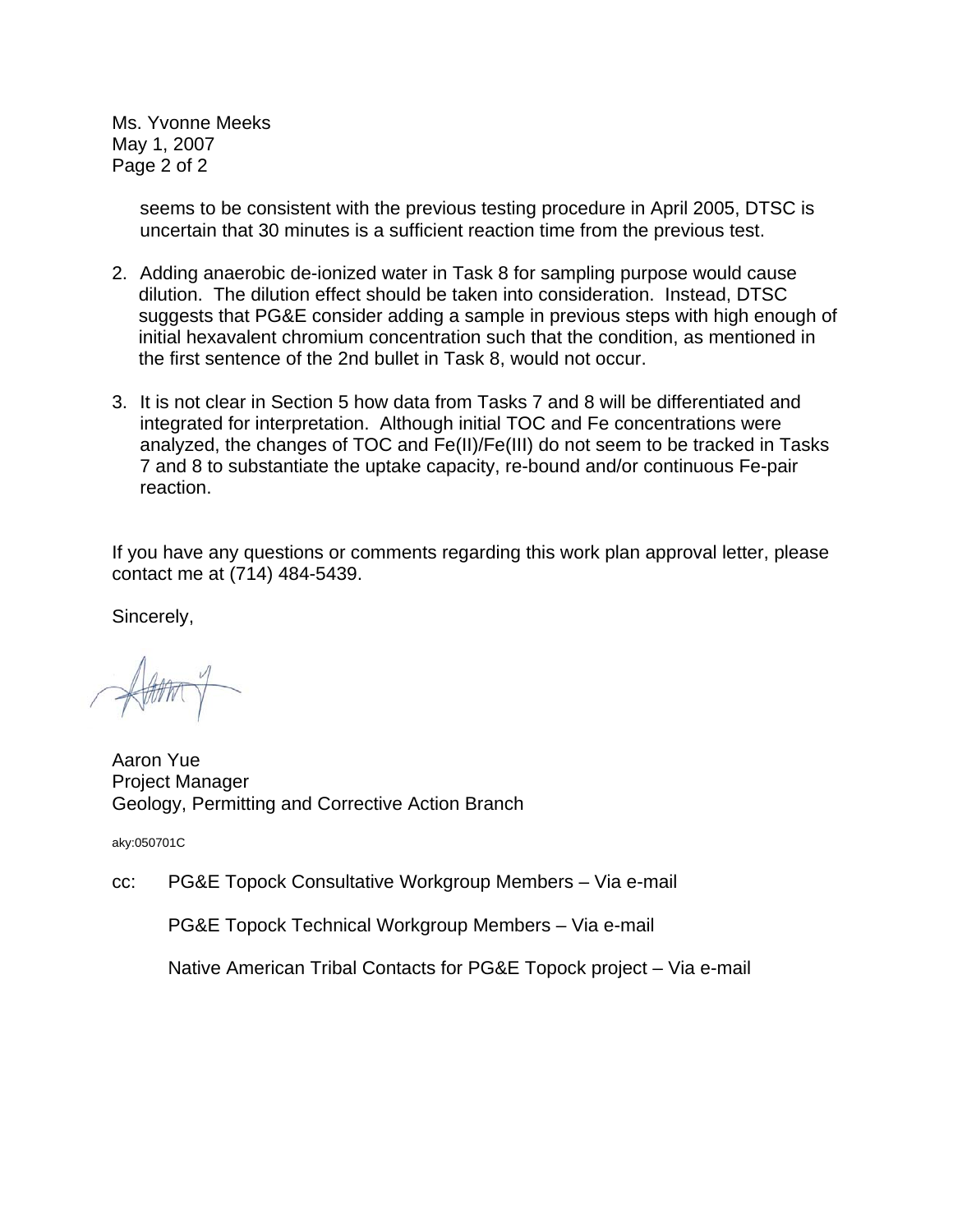seems to be consistent with the previous testing procedure in April 2005, DTSC is uncertain that 30 minutes is a sufficient reaction time from the previous test.

2. Adding anaerobic de-ionized water in Task 8 for sampling purpose would cause dilution. The dilution effect should be taken into consideration. Instead, DTSC suggests that PG&E consider adding a sample in previous steps with high enough of initial hexavalent chromium concentration such that the condition, as mentioned in the first sentence of the 2nd bullet in Task 8, would not occur.

3. It is not clear in Section 5 how data from Tasks 7 and 8 will be differentiated and integrated for interpretation. Although initial TOC and Fe concentrations were analyzed, the changes of TOC and Fe(II)/Fe(III) do not seem to be tracked in Tasks 7 and 8 to substantiate the uptake capacity, re-bound and/or continuous Fe-pair reaction.

If you have any questions or comments regarding this work plan approval letter, please contact me at (714) 484-5439.

Sincerely,

Aaron Yue
Project Manager
Geology, Permitting and Corrective Action Branch

aky:050701C

cc: PG&E Topock Consultative Workgroup Members – Via e-mail

PG&E Topock Technical Workgroup Members – Via e-mail

Native American Tribal Contacts for PG&E Topock project – Via e-mail